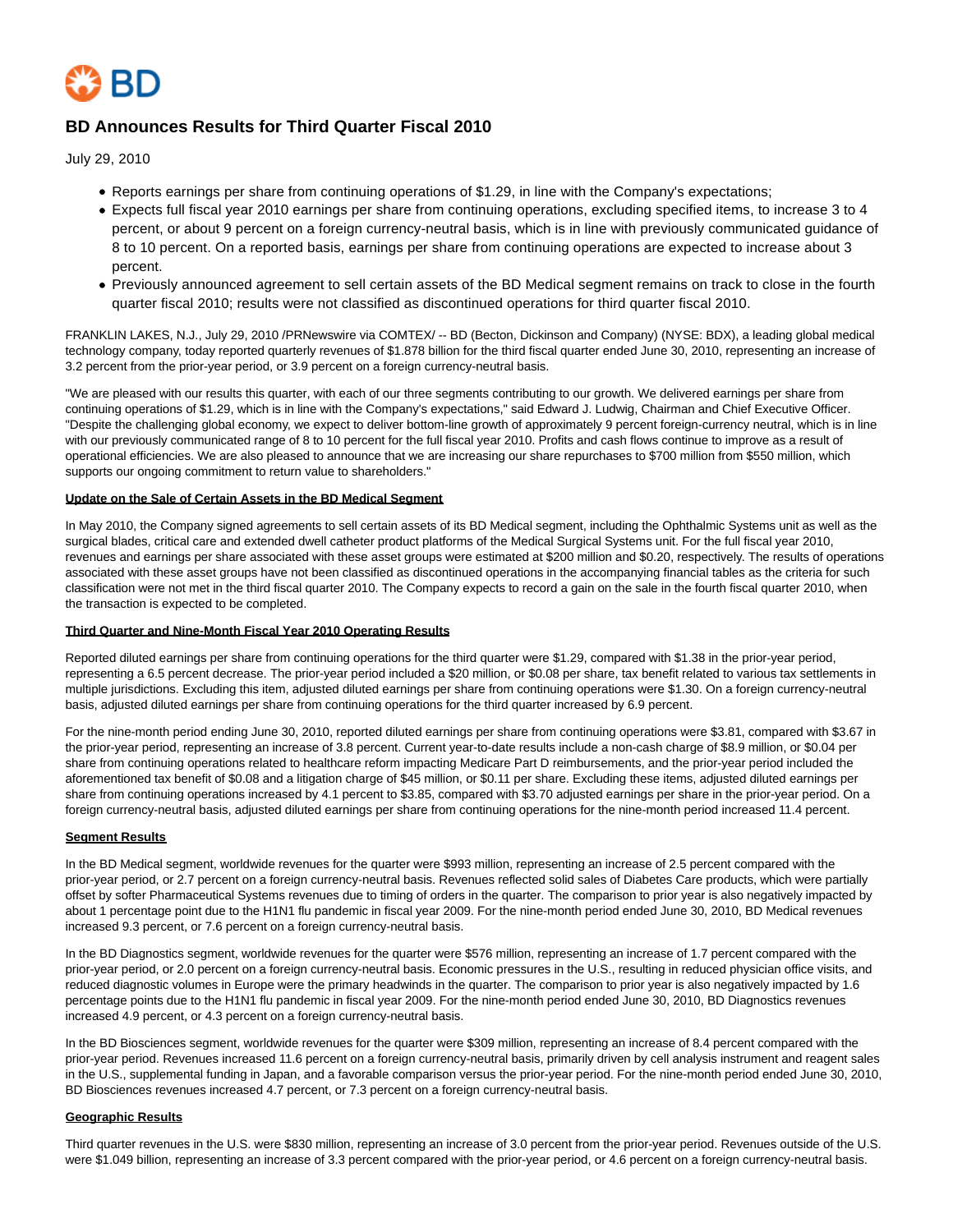# BD Announces Results for Third Quarter Fiscal 2010

July 29, 2010

- Reports earnings per share from continuing operations of $1.29, in line with the Company's expectations;
- Expects full fiscal year 2010 earnings per share from continuing operations, excluding specified items, to increase 3 to 4 percent, or about 9 percent on a foreign currency-neutral basis, which is in line with previously communicated guidance of 8 to 10 percent. On a reported basis, earnings per share from continuing operations are expected to increase about 3 percent.
- Previously announced agreement to sell certain assets of the BD Medical segment remains on track to close in the fourth quarter fiscal 2010; results were not classified as discontinued operations for third quarter fiscal 2010.

FRANKLIN LAKES, N.J., July 29, 2010 /PRNewswire via COMTEX/ -- BD (Becton, Dickinson and Company) (NYSE: BDX), a leading global medical technology company, today reported quarterly revenues of $1.878 billion for the third fiscal quarter ended June 30, 2010, representing an increase of 3.2 percent from the prior-year period, or 3.9 percent on a foreign currency-neutral basis.

"We are pleased with our results this quarter, with each of our three segments contributing to our growth. We delivered earnings per share from continuing operations of $1.29, which is in line with the Company's expectations," said Edward J. Ludwig, Chairman and Chief Executive Officer. "Despite the challenging global economy, we expect to deliver bottom-line growth of approximately 9 percent foreign-currency neutral, which is in line with our previously communicated range of 8 to 10 percent for the full fiscal year 2010. Profits and cash flows continue to improve as a result of operational efficiencies. We are also pleased to announce that we are increasing our share repurchases to $700 million from $550 million, which supports our ongoing commitment to return value to shareholders."

**Update on the Sale of Certain Assets in the BD Medical Segment**

In May 2010, the Company signed agreements to sell certain assets of its BD Medical segment, including the Ophthalmic Systems unit as well as the surgical blades, critical care and extended dwell catheter product platforms of the Medical Surgical Systems unit. For the full fiscal year 2010, revenues and earnings per share associated with these asset groups were estimated at $200 million and $0.20, respectively. The results of operations associated with these asset groups have not been classified as discontinued operations in the accompanying financial tables as the criteria for such classification were not met in the third fiscal quarter 2010. The Company expects to record a gain on the sale in the fourth fiscal quarter 2010, when the transaction is expected to be completed.

**Third Quarter and Nine-Month Fiscal Year 2010 Operating Results**

Reported diluted earnings per share from continuing operations for the third quarter were $1.29, compared with $1.38 in the prior-year period, representing a 6.5 percent decrease. The prior-year period included a $20 million, or $0.08 per share, tax benefit related to various tax settlements in multiple jurisdictions. Excluding this item, adjusted diluted earnings per share from continuing operations were $1.30. On a foreign currency-neutral basis, adjusted diluted earnings per share from continuing operations for the third quarter increased by 6.9 percent.

For the nine-month period ending June 30, 2010, reported diluted earnings per share from continuing operations were $3.81, compared with $3.67 in the prior-year period, representing an increase of 3.8 percent. Current year-to-date results include a non-cash charge of $8.9 million, or $0.04 per share from continuing operations related to healthcare reform impacting Medicare Part D reimbursements, and the prior-year period included the aforementioned tax benefit of $0.08 and a litigation charge of $45 million, or $0.11 per share. Excluding these items, adjusted diluted earnings per share from continuing operations increased by 4.1 percent to $3.85, compared with $3.70 adjusted earnings per share in the prior-year period. On a foreign currency-neutral basis, adjusted diluted earnings per share from continuing operations for the nine-month period increased 11.4 percent.

**Segment Results**

In the BD Medical segment, worldwide revenues for the quarter were $993 million, representing an increase of 2.5 percent compared with the prior-year period, or 2.7 percent on a foreign currency-neutral basis. Revenues reflected solid sales of Diabetes Care products, which were partially offset by softer Pharmaceutical Systems revenues due to timing of orders in the quarter. The comparison to prior year is also negatively impacted by about 1 percentage point due to the H1N1 flu pandemic in fiscal year 2009. For the nine-month period ended June 30, 2010, BD Medical revenues increased 9.3 percent, or 7.6 percent on a foreign currency-neutral basis.

In the BD Diagnostics segment, worldwide revenues for the quarter were $576 million, representing an increase of 1.7 percent compared with the prior-year period, or 2.0 percent on a foreign currency-neutral basis. Economic pressures in the U.S., resulting in reduced physician office visits, and reduced diagnostic volumes in Europe were the primary headwinds in the quarter. The comparison to prior year is also negatively impacted by 1.6 percentage points due to the H1N1 flu pandemic in fiscal year 2009. For the nine-month period ended June 30, 2010, BD Diagnostics revenues increased 4.9 percent, or 4.3 percent on a foreign currency-neutral basis.

In the BD Biosciences segment, worldwide revenues for the quarter were $309 million, representing an increase of 8.4 percent compared with the prior-year period. Revenues increased 11.6 percent on a foreign currency-neutral basis, primarily driven by cell analysis instrument and reagent sales in the U.S., supplemental funding in Japan, and a favorable comparison versus the prior-year period. For the nine-month period ended June 30, 2010, BD Biosciences revenues increased 4.7 percent, or 7.3 percent on a foreign currency-neutral basis.

**Geographic Results**

Third quarter revenues in the U.S. were $830 million, representing an increase of 3.0 percent from the prior-year period. Revenues outside of the U.S. were $1.049 billion, representing an increase of 3.3 percent compared with the prior-year period, or 4.6 percent on a foreign currency-neutral basis.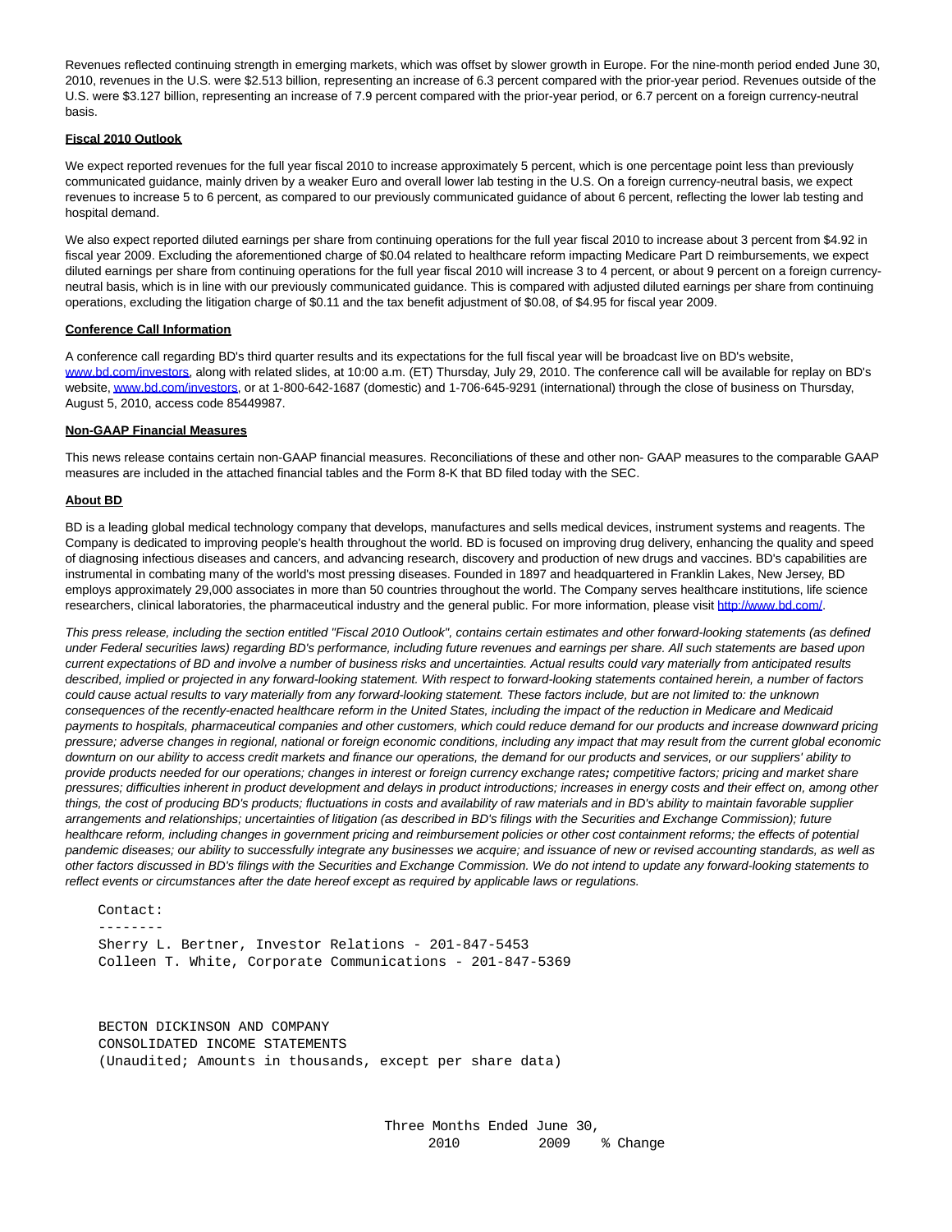Revenues reflected continuing strength in emerging markets, which was offset by slower growth in Europe. For the nine-month period ended June 30, 2010, revenues in the U.S. were $2.513 billion, representing an increase of 6.3 percent compared with the prior-year period. Revenues outside of the U.S. were $3.127 billion, representing an increase of 7.9 percent compared with the prior-year period, or 6.7 percent on a foreign currency-neutral basis.

**Fiscal 2010 Outlook**

We expect reported revenues for the full year fiscal 2010 to increase approximately 5 percent, which is one percentage point less than previously communicated guidance, mainly driven by a weaker Euro and overall lower lab testing in the U.S. On a foreign currency-neutral basis, we expect revenues to increase 5 to 6 percent, as compared to our previously communicated guidance of about 6 percent, reflecting the lower lab testing and hospital demand.

We also expect reported diluted earnings per share from continuing operations for the full year fiscal 2010 to increase about 3 percent from $4.92 in fiscal year 2009. Excluding the aforementioned charge of $0.04 related to healthcare reform impacting Medicare Part D reimbursements, we expect diluted earnings per share from continuing operations for the full year fiscal 2010 will increase 3 to 4 percent, or about 9 percent on a foreign currency-neutral basis, which is in line with our previously communicated guidance. This is compared with adjusted diluted earnings per share from continuing operations, excluding the litigation charge of $0.11 and the tax benefit adjustment of $0.08, of $4.95 for fiscal year 2009.

**Conference Call Information**

A conference call regarding BD's third quarter results and its expectations for the full fiscal year will be broadcast live on BD's website, www.bd.com/investors, along with related slides, at 10:00 a.m. (ET) Thursday, July 29, 2010. The conference call will be available for replay on BD's website, www.bd.com/investors, or at 1-800-642-1687 (domestic) and 1-706-645-9291 (international) through the close of business on Thursday, August 5, 2010, access code 85449987.

**Non-GAAP Financial Measures**

This news release contains certain non-GAAP financial measures. Reconciliations of these and other non- GAAP measures to the comparable GAAP measures are included in the attached financial tables and the Form 8-K that BD filed today with the SEC.

**About BD**

BD is a leading global medical technology company that develops, manufactures and sells medical devices, instrument systems and reagents. The Company is dedicated to improving people's health throughout the world. BD is focused on improving drug delivery, enhancing the quality and speed of diagnosing infectious diseases and cancers, and advancing research, discovery and production of new drugs and vaccines. BD's capabilities are instrumental in combating many of the world's most pressing diseases. Founded in 1897 and headquartered in Franklin Lakes, New Jersey, BD employs approximately 29,000 associates in more than 50 countries throughout the world. The Company serves healthcare institutions, life science researchers, clinical laboratories, the pharmaceutical industry and the general public. For more information, please visit http://www.bd.com/.

*This press release, including the section entitled "Fiscal 2010 Outlook", contains certain estimates and other forward-looking statements (as defined under Federal securities laws) regarding BD's performance, including future revenues and earnings per share. All such statements are based upon current expectations of BD and involve a number of business risks and uncertainties. Actual results could vary materially from anticipated results described, implied or projected in any forward-looking statement. With respect to forward-looking statements contained herein, a number of factors could cause actual results to vary materially from any forward-looking statement. These factors include, but are not limited to: the unknown consequences of the recently-enacted healthcare reform in the United States, including the impact of the reduction in Medicare and Medicaid payments to hospitals, pharmaceutical companies and other customers, which could reduce demand for our products and increase downward pricing pressure; adverse changes in regional, national or foreign economic conditions, including any impact that may result from the current global economic downturn on our ability to access credit markets and finance our operations, the demand for our products and services, or our suppliers' ability to provide products needed for our operations; changes in interest or foreign currency exchange rates; competitive factors; pricing and market share pressures; difficulties inherent in product development and delays in product introductions; increases in energy costs and their effect on, among other things, the cost of producing BD's products; fluctuations in costs and availability of raw materials and in BD's ability to maintain favorable supplier arrangements and relationships; uncertainties of litigation (as described in BD's filings with the Securities and Exchange Commission); future healthcare reform, including changes in government pricing and reimbursement policies or other cost containment reforms; the effects of potential pandemic diseases; our ability to successfully integrate any businesses we acquire; and issuance of new or revised accounting standards, as well as other factors discussed in BD's filings with the Securities and Exchange Commission. We do not intend to update any forward-looking statements to reflect events or circumstances after the date hereof except as required by applicable laws or regulations.*

```
Contact:
--------
Sherry L. Bertner, Investor Relations - 201-847-5453
Colleen T. White, Corporate Communications - 201-847-5369
```

```
BECTON DICKINSON AND COMPANY
CONSOLIDATED INCOME STATEMENTS
(Unaudited; Amounts in thousands, except per share data)
```

| | Three Months Ended June 30, | | |
|---|---|---|---|
| | 2010 | 2009 | % Change |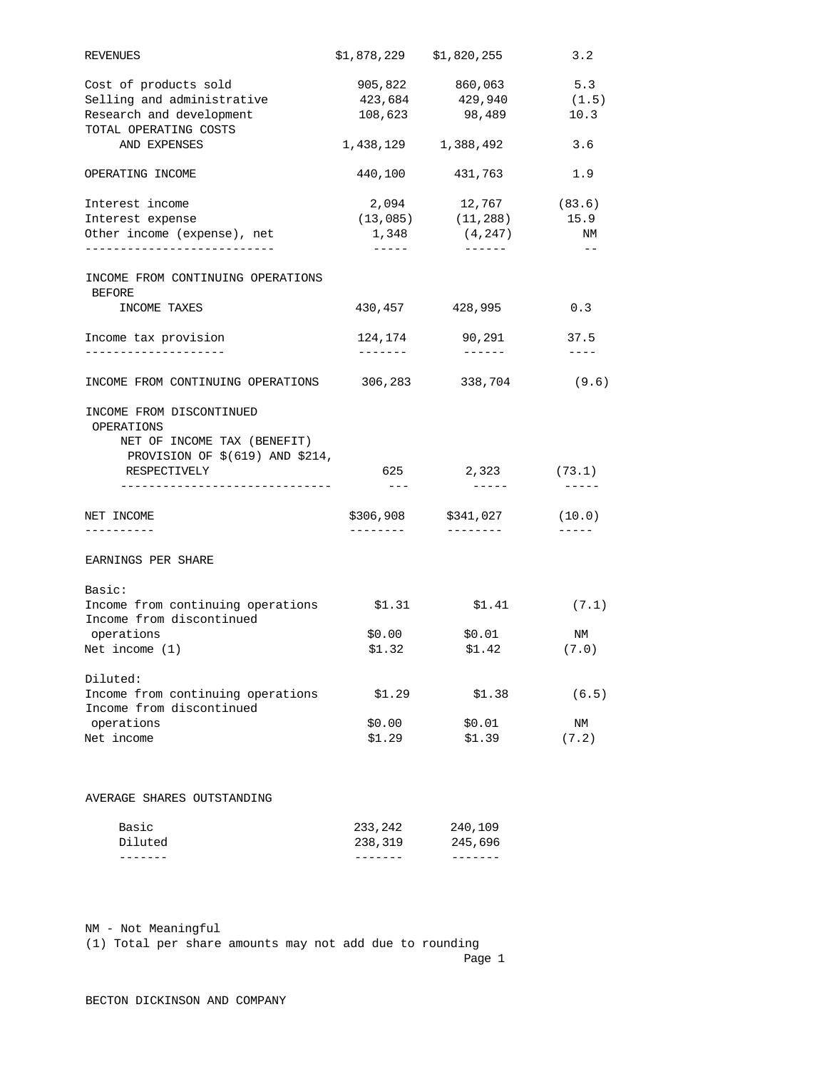| | | | |
|---|---|---|---|
| REVENUES | $1,878,229 | $1,820,255 | 3.2 |
| Cost of products sold | 905,822 | 860,063 | 5.3 |
| Selling and administrative | 423,684 | 429,940 | (1.5) |
| Research and development | 108,623 | 98,489 | 10.3 |
| TOTAL OPERATING COSTS AND EXPENSES | 1,438,129 | 1,388,492 | 3.6 |
| OPERATING INCOME | 440,100 | 431,763 | 1.9 |
| Interest income | 2,094 | 12,767 | (83.6) |
| Interest expense | (13,085) | (11,288) | 15.9 |
| Other income (expense), net | 1,348 | (4,247) | NM |
| INCOME FROM CONTINUING OPERATIONS BEFORE INCOME TAXES | 430,457 | 428,995 | 0.3 |
| Income tax provision | 124,174 | 90,291 | 37.5 |
| INCOME FROM CONTINUING OPERATIONS | 306,283 | 338,704 | (9.6) |
| INCOME FROM DISCONTINUED OPERATIONS NET OF INCOME TAX (BENEFIT) PROVISION OF $(619) AND $214, RESPECTIVELY | 625 | 2,323 | (73.1) |
| NET INCOME | $306,908 | $341,027 | (10.0) |
| EARNINGS PER SHARE | | | |
| Basic: | | | |
| Income from continuing operations | $1.31 | $1.41 | (7.1) |
| Income from discontinued operations | $0.00 | $0.01 | NM |
| Net income (1) | $1.32 | $1.42 | (7.0) |
| Diluted: | | | |
| Income from continuing operations | $1.29 | $1.38 | (6.5) |
| Income from discontinued operations | $0.00 | $0.01 | NM |
| Net income | $1.29 | $1.39 | (7.2) |
| AVERAGE SHARES OUTSTANDING | | | |
| Basic | 233,242 | 240,109 | |
| Diluted | 238,319 | 245,696 | |

NM - Not Meaningful

(1) Total per share amounts may not add due to rounding

BECTON DICKINSON AND COMPANY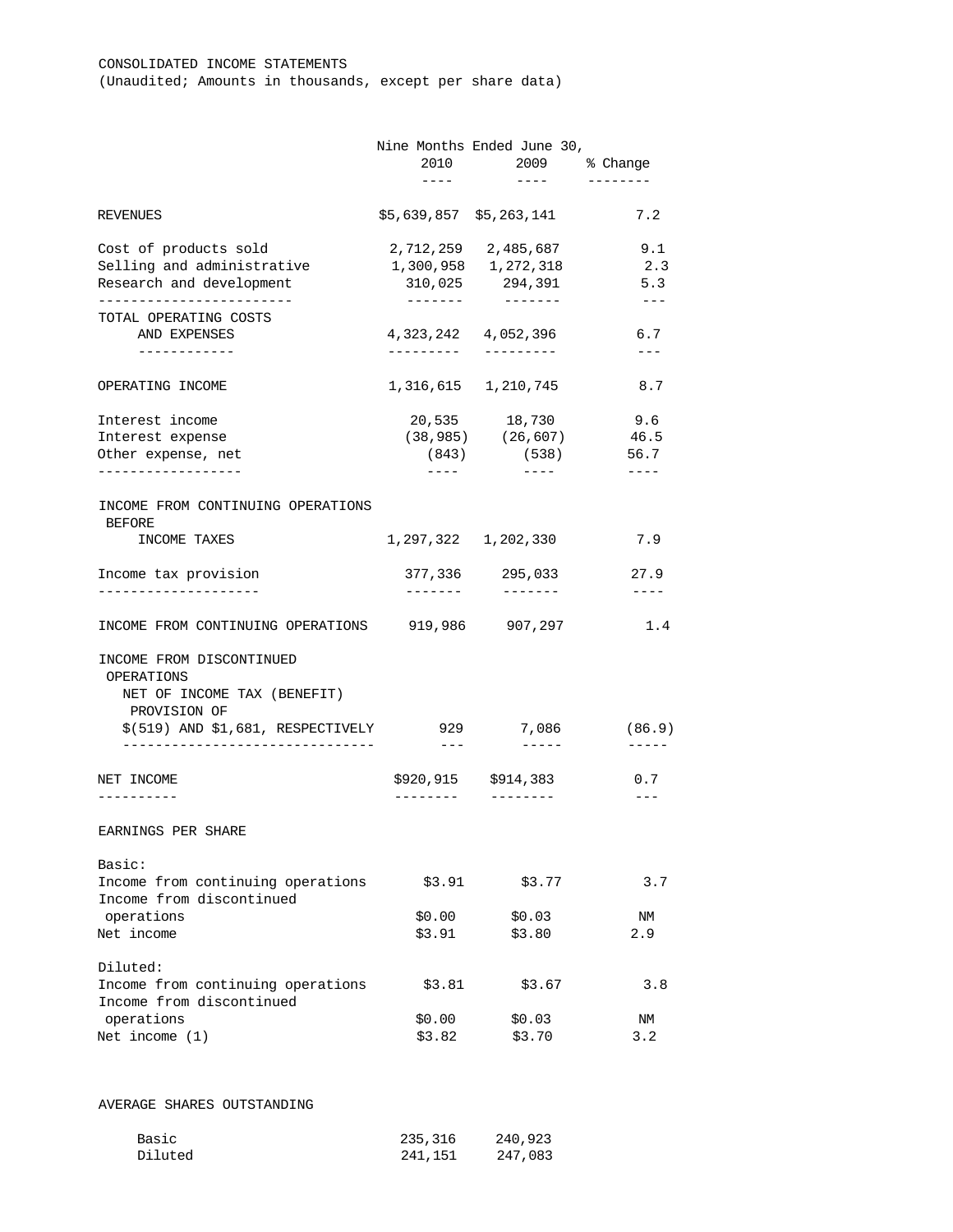CONSOLIDATED INCOME STATEMENTS
(Unaudited; Amounts in thousands, except per share data)

| | Nine Months Ended June 30, | | |
|---|---|---|---|
| | 2010 | 2009 | % Change |
| REVENUES | $5,639,857 | $5,263,141 | 7.2 |
| Cost of products sold | 2,712,259 | 2,485,687 | 9.1 |
| Selling and administrative | 1,300,958 | 1,272,318 | 2.3 |
| Research and development | 310,025 | 294,391 | 5.3 |
| TOTAL OPERATING COSTS AND EXPENSES | 4,323,242 | 4,052,396 | 6.7 |
| OPERATING INCOME | 1,316,615 | 1,210,745 | 8.7 |
| Interest income | 20,535 | 18,730 | 9.6 |
| Interest expense | (38,985) | (26,607) | 46.5 |
| Other expense, net | (843) | (538) | 56.7 |
| INCOME FROM CONTINUING OPERATIONS BEFORE INCOME TAXES | 1,297,322 | 1,202,330 | 7.9 |
| Income tax provision | 377,336 | 295,033 | 27.9 |
| INCOME FROM CONTINUING OPERATIONS | 919,986 | 907,297 | 1.4 |
| INCOME FROM DISCONTINUED OPERATIONS NET OF INCOME TAX (BENEFIT) PROVISION OF $(519) AND $1,681, RESPECTIVELY | 929 | 7,086 | (86.9) |
| NET INCOME | $920,915 | $914,383 | 0.7 |
| EARNINGS PER SHARE | | | |
| Basic: | | | |
| Income from continuing operations | $3.91 | $3.77 | 3.7 |
| Income from discontinued operations | $0.00 | $0.03 | NM |
| Net income | $3.91 | $3.80 | 2.9 |
| Diluted: | | | |
| Income from continuing operations | $3.81 | $3.67 | 3.8 |
| Income from discontinued operations | $0.00 | $0.03 | NM |
| Net income (1) | $3.82 | $3.70 | 3.2 |
| AVERAGE SHARES OUTSTANDING | | | |
| Basic | 235,316 | 240,923 | |
| Diluted | 241,151 | 247,083 | |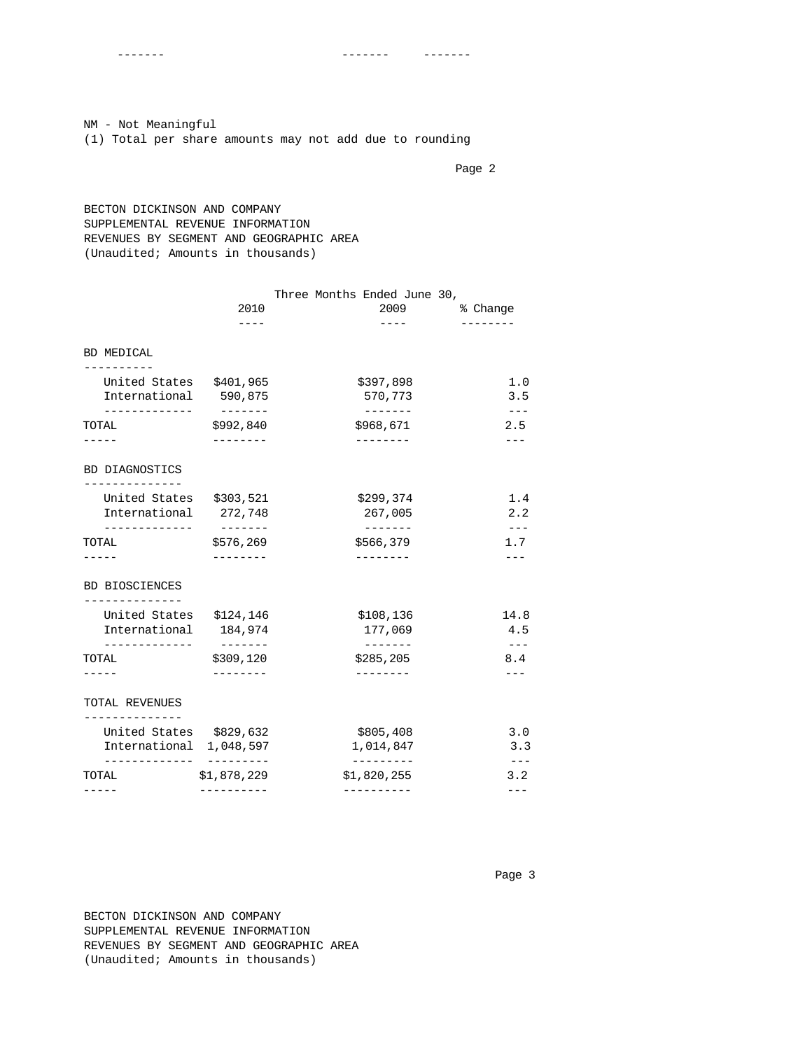NM - Not Meaningful

(1) Total per share amounts may not add due to rounding

BECTON DICKINSON AND COMPANY
SUPPLEMENTAL REVENUE INFORMATION
REVENUES BY SEGMENT AND GEOGRAPHIC AREA
(Unaudited; Amounts in thousands)

| | Three Months Ended June 30, | | |
|---|---|---|---|
| | 2010 | 2009 | % Change |
| **BD MEDICAL** | | | |
| United States | $401,965 | $397,898 | 1.0 |
| International | 590,875 | 570,773 | 3.5 |
| TOTAL | $992,840 | $968,671 | 2.5 |
| **BD DIAGNOSTICS** | | | |
| United States | $303,521 | $299,374 | 1.4 |
| International | 272,748 | 267,005 | 2.2 |
| TOTAL | $576,269 | $566,379 | 1.7 |
| **BD BIOSCIENCES** | | | |
| United States | $124,146 | $108,136 | 14.8 |
| International | 184,974 | 177,069 | 4.5 |
| TOTAL | $309,120 | $285,205 | 8.4 |
| **TOTAL REVENUES** | | | |
| United States | $829,632 | $805,408 | 3.0 |
| International | 1,048,597 | 1,014,847 | 3.3 |
| TOTAL | $1,878,229 | $1,820,255 | 3.2 |

BECTON DICKINSON AND COMPANY
SUPPLEMENTAL REVENUE INFORMATION
REVENUES BY SEGMENT AND GEOGRAPHIC AREA
(Unaudited; Amounts in thousands)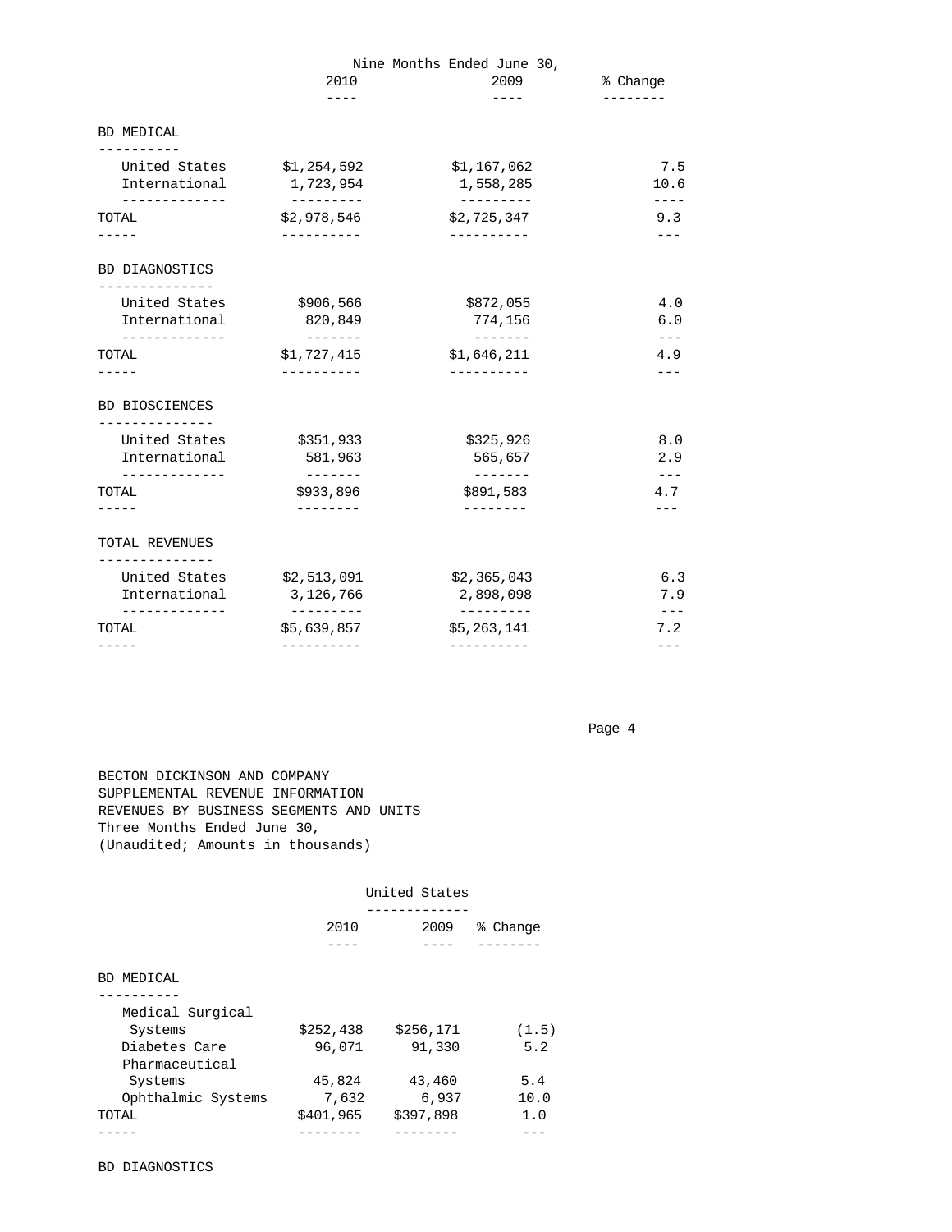| | Nine Months Ended June 30, | | |
|---|---|---|---|
| | 2010 | 2009 | % Change |
| **BD MEDICAL** | | | |
| United States | $1,254,592 | $1,167,062 | 7.5 |
| International | 1,723,954 | 1,558,285 | 10.6 |
| TOTAL | $2,978,546 | $2,725,347 | 9.3 |
| **BD DIAGNOSTICS** | | | |
| United States | $906,566 | $872,055 | 4.0 |
| International | 820,849 | 774,156 | 6.0 |
| TOTAL | $1,727,415 | $1,646,211 | 4.9 |
| **BD BIOSCIENCES** | | | |
| United States | $351,933 | $325,926 | 8.0 |
| International | 581,963 | 565,657 | 2.9 |
| TOTAL | $933,896 | $891,583 | 4.7 |
| **TOTAL REVENUES** | | | |
| United States | $2,513,091 | $2,365,043 | 6.3 |
| International | 3,126,766 | 2,898,098 | 7.9 |
| TOTAL | $5,639,857 | $5,263,141 | 7.2 |

BECTON DICKINSON AND COMPANY
SUPPLEMENTAL REVENUE INFORMATION
REVENUES BY BUSINESS SEGMENTS AND UNITS
Three Months Ended June 30,
(Unaudited; Amounts in thousands)

| | United States | | |
|---|---|---|---|
| | 2010 | 2009 | % Change |
| **BD MEDICAL** | | | |
| Medical Surgical Systems | $252,438 | $256,171 | (1.5) |
| Diabetes Care | 96,071 | 91,330 | 5.2 |
| Pharmaceutical Systems | 45,824 | 43,460 | 5.4 |
| Ophthalmic Systems | 7,632 | 6,937 | 10.0 |
| TOTAL | $401,965 | $397,898 | 1.0 |

BD DIAGNOSTICS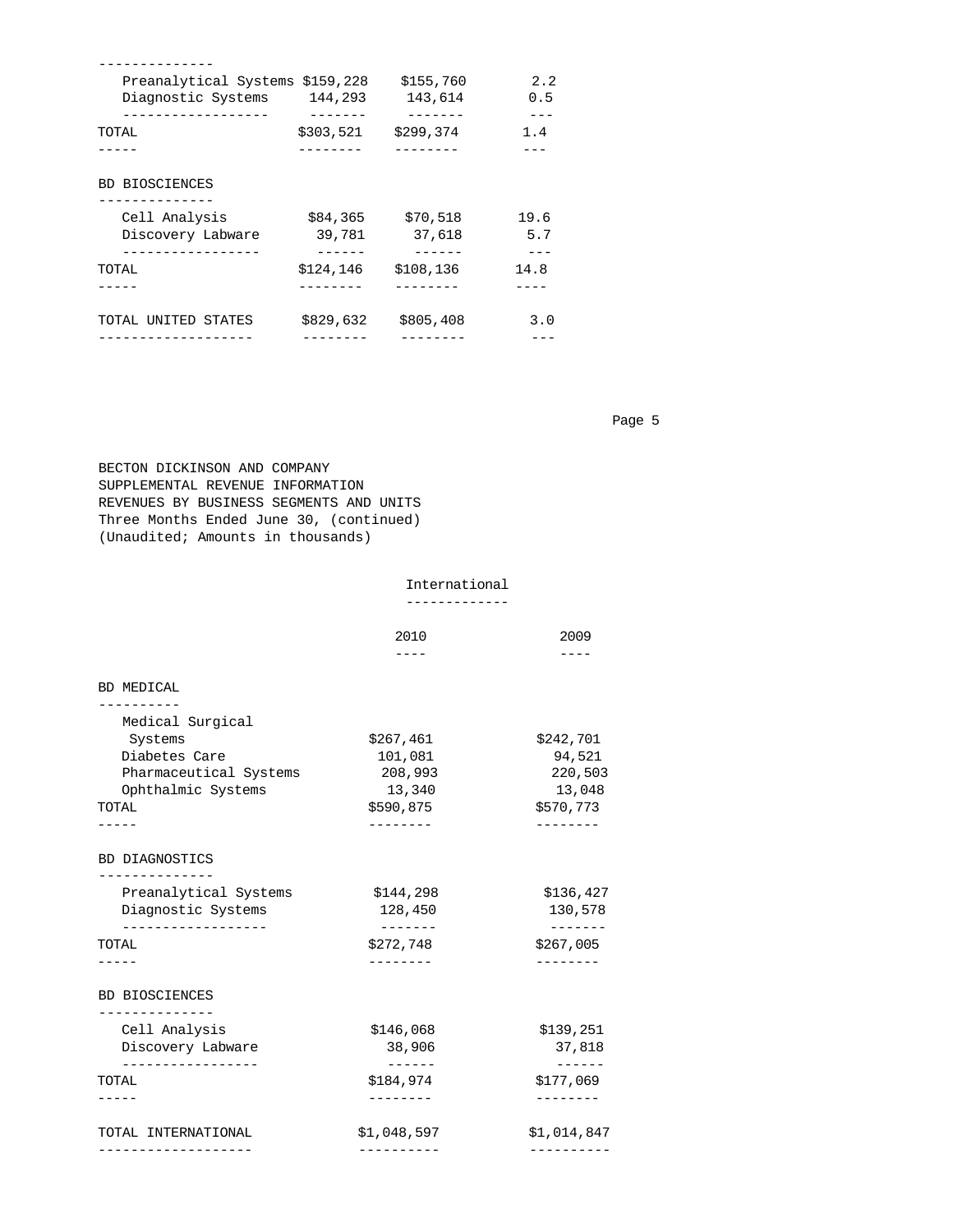| | | | |
|---|---|---|---|
| Preanalytical Systems | $159,228 | $155,760 | 2.2 |
| Diagnostic Systems | 144,293 | 143,614 | 0.5 |
| TOTAL | $303,521 | $299,374 | 1.4 |
| **BD BIOSCIENCES** | | | |
| Cell Analysis | $84,365 | $70,518 | 19.6 |
| Discovery Labware | 39,781 | 37,618 | 5.7 |
| TOTAL | $124,146 | $108,136 | 14.8 |
| TOTAL UNITED STATES | $829,632 | $805,408 | 3.0 |

BECTON DICKINSON AND COMPANY
SUPPLEMENTAL REVENUE INFORMATION
REVENUES BY BUSINESS SEGMENTS AND UNITS
Three Months Ended June 30, (continued)
(Unaudited; Amounts in thousands)

| | International | |
|---|---|---|
| | 2010 | 2009 |
| **BD MEDICAL** | | |
| Medical Surgical Systems | $267,461 | $242,701 |
| Diabetes Care | 101,081 | 94,521 |
| Pharmaceutical Systems | 208,993 | 220,503 |
| Ophthalmic Systems | 13,340 | 13,048 |
| TOTAL | $590,875 | $570,773 |
| **BD DIAGNOSTICS** | | |
| Preanalytical Systems | $144,298 | $136,427 |
| Diagnostic Systems | 128,450 | 130,578 |
| TOTAL | $272,748 | $267,005 |
| **BD BIOSCIENCES** | | |
| Cell Analysis | $146,068 | $139,251 |
| Discovery Labware | 38,906 | 37,818 |
| TOTAL | $184,974 | $177,069 |
| TOTAL INTERNATIONAL | $1,048,597 | $1,014,847 |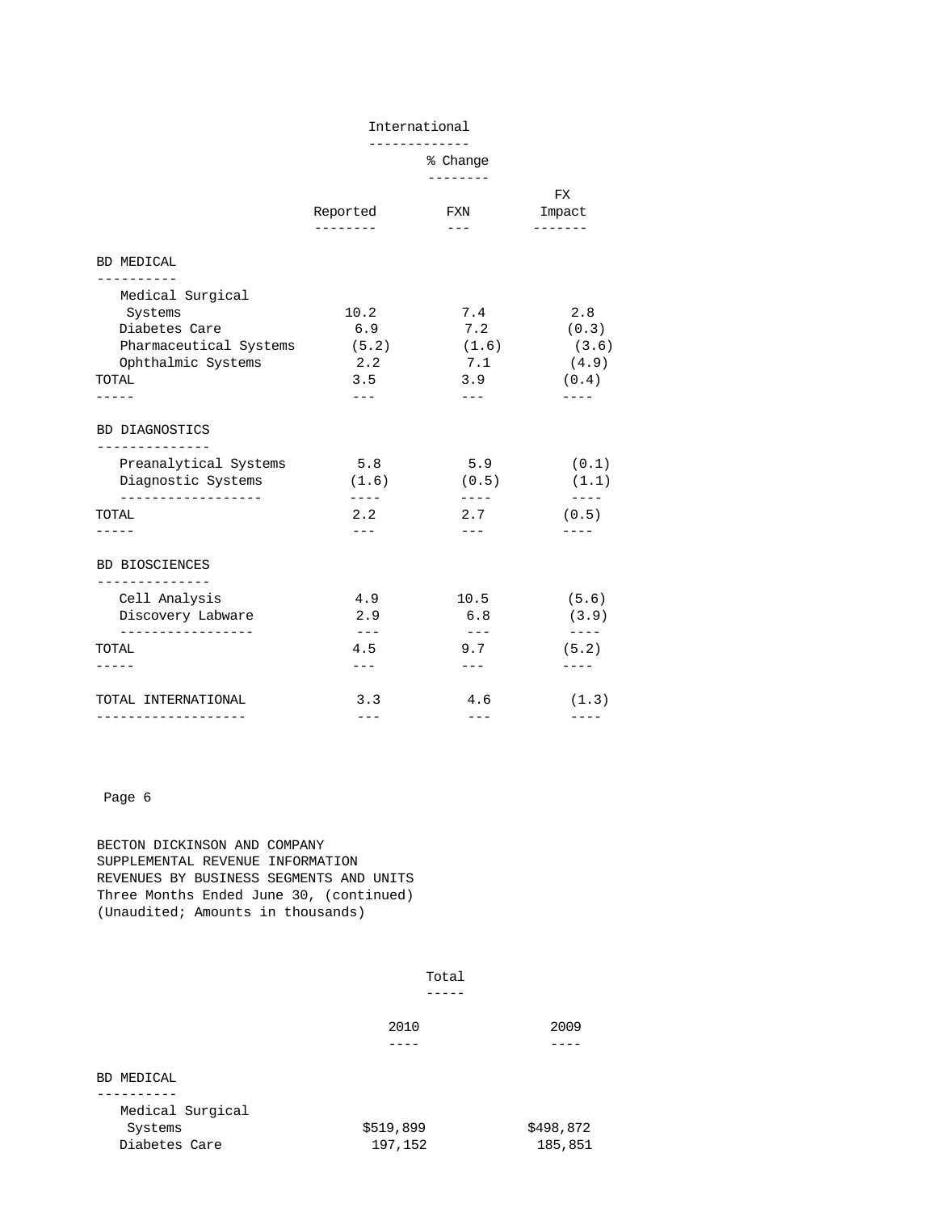| | International | | |
|---|---|---|---|
| | % Change | | |
| | Reported | FXN | FX Impact |
| **BD MEDICAL** | | | |
| Medical Surgical Systems | 10.2 | 7.4 | 2.8 |
| Diabetes Care | 6.9 | 7.2 | (0.3) |
| Pharmaceutical Systems | (5.2) | (1.6) | (3.6) |
| Ophthalmic Systems | 2.2 | 7.1 | (4.9) |
| TOTAL | 3.5 | 3.9 | (0.4) |
| **BD DIAGNOSTICS** | | | |
| Preanalytical Systems | 5.8 | 5.9 | (0.1) |
| Diagnostic Systems | (1.6) | (0.5) | (1.1) |
| TOTAL | 2.2 | 2.7 | (0.5) |
| **BD BIOSCIENCES** | | | |
| Cell Analysis | 4.9 | 10.5 | (5.6) |
| Discovery Labware | 2.9 | 6.8 | (3.9) |
| TOTAL | 4.5 | 9.7 | (5.2) |
| TOTAL INTERNATIONAL | 3.3 | 4.6 | (1.3) |

BECTON DICKINSON AND COMPANY
SUPPLEMENTAL REVENUE INFORMATION
REVENUES BY BUSINESS SEGMENTS AND UNITS
Three Months Ended June 30, (continued)
(Unaudited; Amounts in thousands)

| | Total | |
|---|---|---|
| | 2010 | 2009 |
| **BD MEDICAL** | | |
| Medical Surgical Systems | $519,899 | $498,872 |
| Diabetes Care | 197,152 | 185,851 |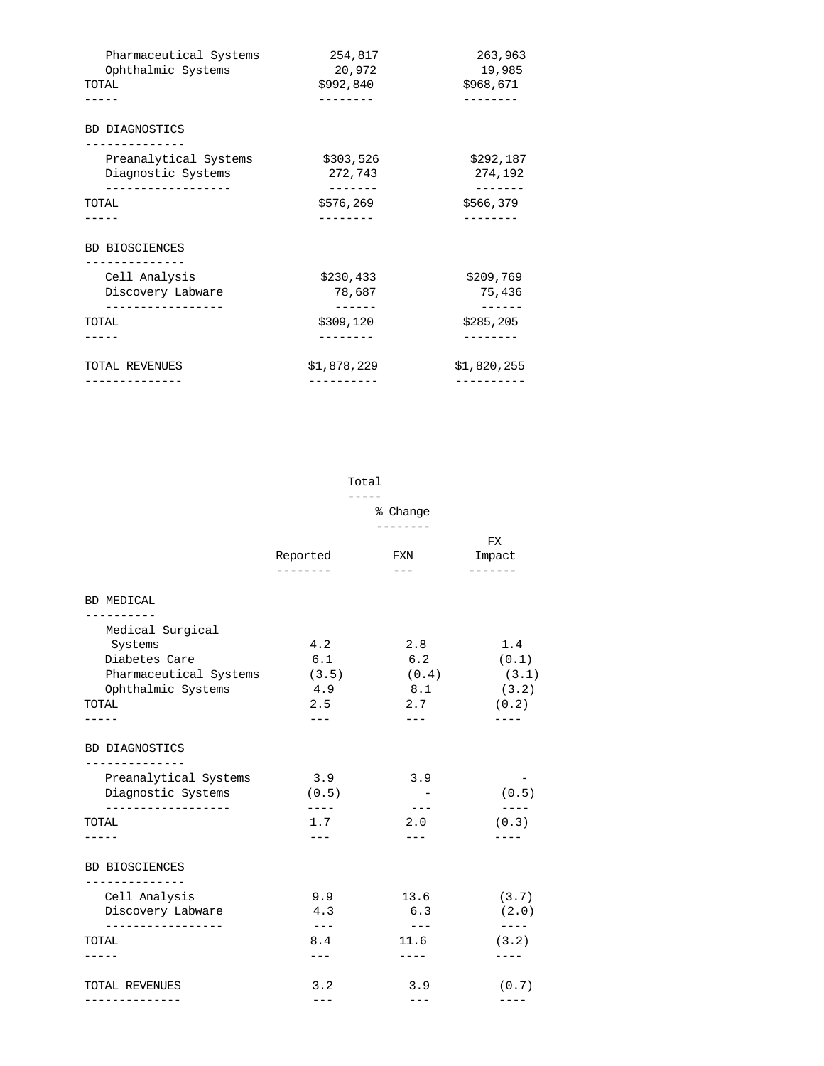| | | |
|---|---|---|
| Pharmaceutical Systems | 254,817 | 263,963 |
| Ophthalmic Systems | 20,972 | 19,985 |
| TOTAL | $992,840 | $968,671 |
| **BD DIAGNOSTICS** | | |
| Preanalytical Systems | $303,526 | $292,187 |
| Diagnostic Systems | 272,743 | 274,192 |
| TOTAL | $576,269 | $566,379 |
| **BD BIOSCIENCES** | | |
| Cell Analysis | $230,433 | $209,769 |
| Discovery Labware | 78,687 | 75,436 |
| TOTAL | $309,120 | $285,205 |
| TOTAL REVENUES | $1,878,229 | $1,820,255 |

| | Total | | |
|---|---|---|---|
| | % Change | | |
| | Reported | FXN | FX Impact |
| **BD MEDICAL** | | | |
| Medical Surgical Systems | 4.2 | 2.8 | 1.4 |
| Diabetes Care | 6.1 | 6.2 | (0.1) |
| Pharmaceutical Systems | (3.5) | (0.4) | (3.1) |
| Ophthalmic Systems | 4.9 | 8.1 | (3.2) |
| TOTAL | 2.5 | 2.7 | (0.2) |
| **BD DIAGNOSTICS** | | | |
| Preanalytical Systems | 3.9 | 3.9 | - |
| Diagnostic Systems | (0.5) | - | (0.5) |
| TOTAL | 1.7 | 2.0 | (0.3) |
| **BD BIOSCIENCES** | | | |
| Cell Analysis | 9.9 | 13.6 | (3.7) |
| Discovery Labware | 4.3 | 6.3 | (2.0) |
| TOTAL | 8.4 | 11.6 | (3.2) |
| TOTAL REVENUES | 3.2 | 3.9 | (0.7) |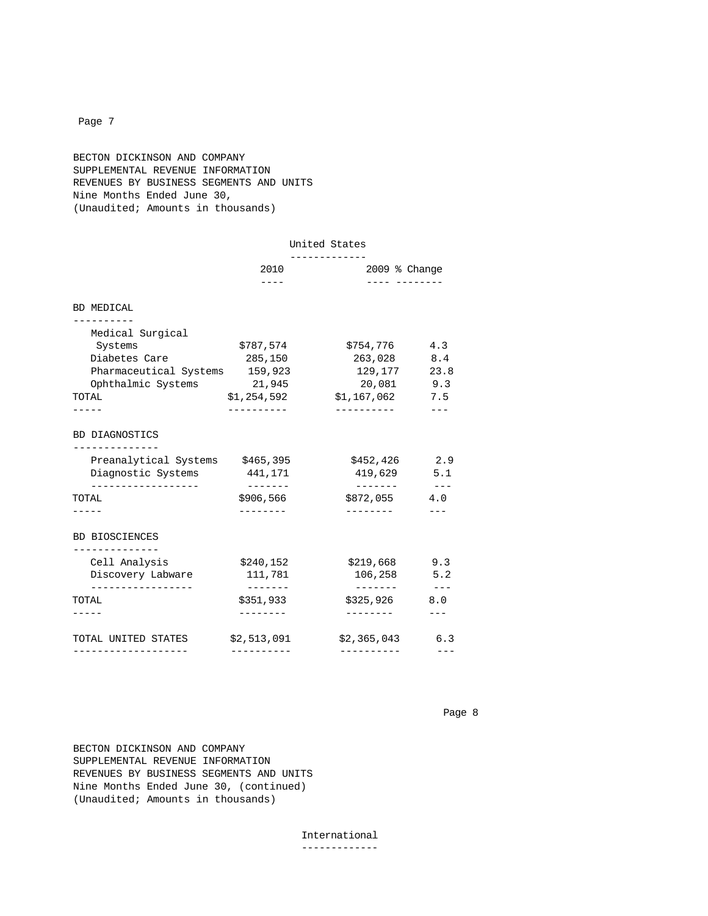BECTON DICKINSON AND COMPANY
SUPPLEMENTAL REVENUE INFORMATION
REVENUES BY BUSINESS SEGMENTS AND UNITS
Nine Months Ended June 30,
(Unaudited; Amounts in thousands)

| | United States | | |
|---|---|---|---|
| | 2010 | 2009 | % Change |
| **BD MEDICAL** | | | |
| Medical Surgical Systems | $787,574 | $754,776 | 4.3 |
| Diabetes Care | 285,150 | 263,028 | 8.4 |
| Pharmaceutical Systems | 159,923 | 129,177 | 23.8 |
| Ophthalmic Systems | 21,945 | 20,081 | 9.3 |
| TOTAL | $1,254,592 | $1,167,062 | 7.5 |
| **BD DIAGNOSTICS** | | | |
| Preanalytical Systems | $465,395 | $452,426 | 2.9 |
| Diagnostic Systems | 441,171 | 419,629 | 5.1 |
| TOTAL | $906,566 | $872,055 | 4.0 |
| **BD BIOSCIENCES** | | | |
| Cell Analysis | $240,152 | $219,668 | 9.3 |
| Discovery Labware | 111,781 | 106,258 | 5.2 |
| TOTAL | $351,933 | $325,926 | 8.0 |
| TOTAL UNITED STATES | $2,513,091 | $2,365,043 | 6.3 |

BECTON DICKINSON AND COMPANY
SUPPLEMENTAL REVENUE INFORMATION
REVENUES BY BUSINESS SEGMENTS AND UNITS
Nine Months Ended June 30, (continued)
(Unaudited; Amounts in thousands)

International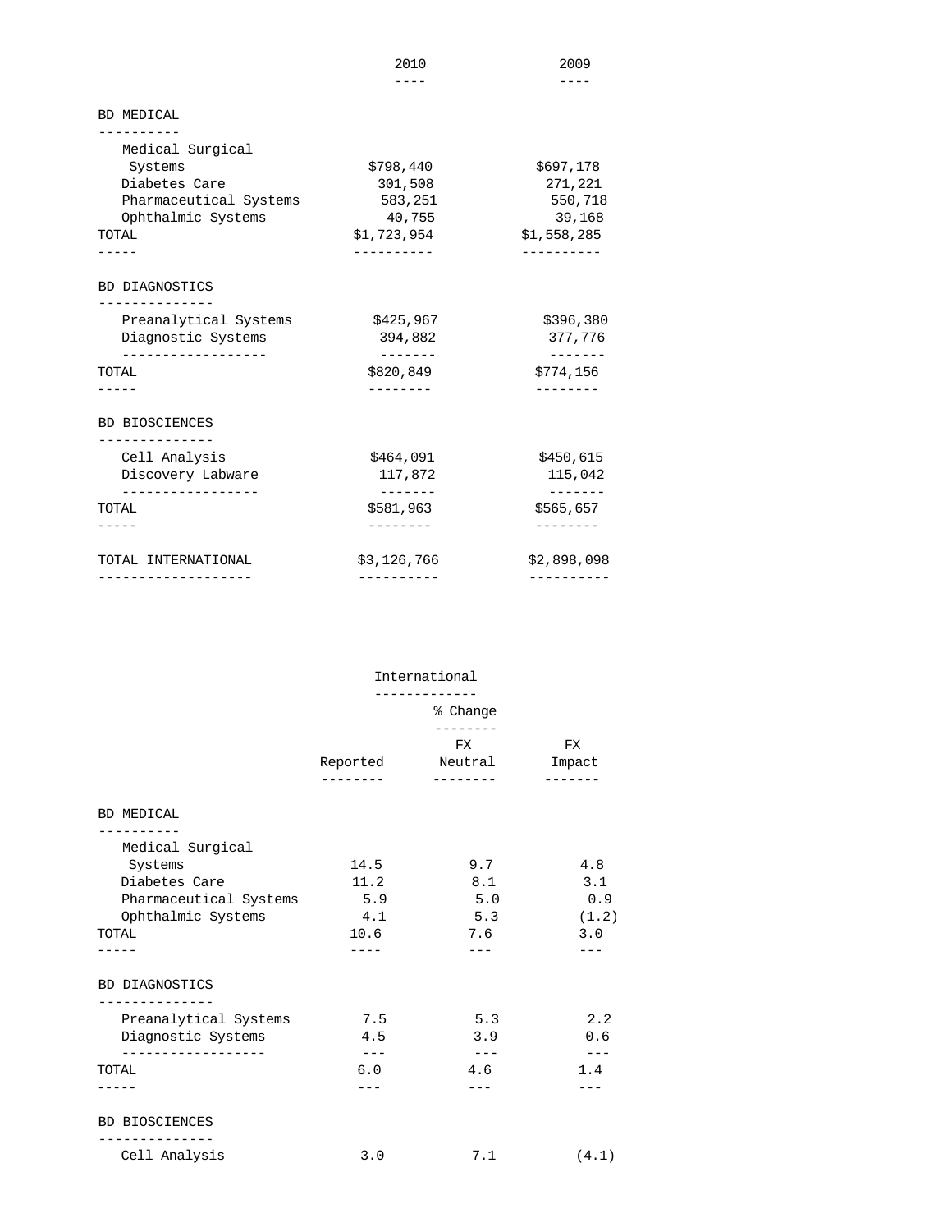| | 2010 | 2009 |
|---|---|---|
| **BD MEDICAL** | | |
| Medical Surgical Systems | $798,440 | $697,178 |
| Diabetes Care | 301,508 | 271,221 |
| Pharmaceutical Systems | 583,251 | 550,718 |
| Ophthalmic Systems | 40,755 | 39,168 |
| TOTAL | $1,723,954 | $1,558,285 |
| **BD DIAGNOSTICS** | | |
| Preanalytical Systems | $425,967 | $396,380 |
| Diagnostic Systems | 394,882 | 377,776 |
| TOTAL | $820,849 | $774,156 |
| **BD BIOSCIENCES** | | |
| Cell Analysis | $464,091 | $450,615 |
| Discovery Labware | 117,872 | 115,042 |
| TOTAL | $581,963 | $565,657 |
| TOTAL INTERNATIONAL | $3,126,766 | $2,898,098 |

| | International | | |
|---|---|---|---|
| | | % Change | |
| | Reported | FX Neutral | FX Impact |
| **BD MEDICAL** | | | |
| Medical Surgical Systems | 14.5 | 9.7 | 4.8 |
| Diabetes Care | 11.2 | 8.1 | 3.1 |
| Pharmaceutical Systems | 5.9 | 5.0 | 0.9 |
| Ophthalmic Systems | 4.1 | 5.3 | (1.2) |
| TOTAL | 10.6 | 7.6 | 3.0 |
| **BD DIAGNOSTICS** | | | |
| Preanalytical Systems | 7.5 | 5.3 | 2.2 |
| Diagnostic Systems | 4.5 | 3.9 | 0.6 |
| TOTAL | 6.0 | 4.6 | 1.4 |
| **BD BIOSCIENCES** | | | |
| Cell Analysis | 3.0 | 7.1 | (4.1) |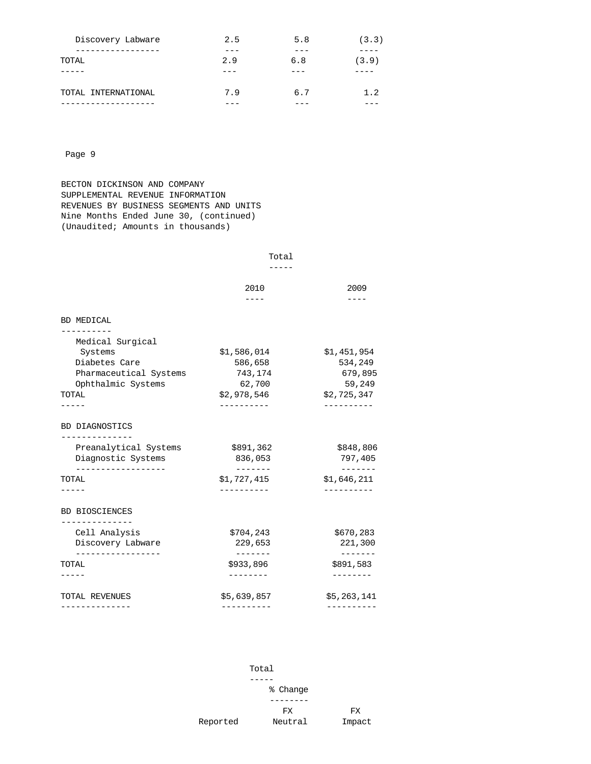| | | | |
|---|---|---|---|
| Discovery Labware | 2.5 | 5.8 | (3.3) |
| TOTAL | 2.9 | 6.8 | (3.9) |
| TOTAL INTERNATIONAL | 7.9 | 6.7 | 1.2 |

BECTON DICKINSON AND COMPANY
SUPPLEMENTAL REVENUE INFORMATION
REVENUES BY BUSINESS SEGMENTS AND UNITS
Nine Months Ended June 30, (continued)
(Unaudited; Amounts in thousands)

| | Total | |
|---|---|---|
| | 2010 | 2009 |
| **BD MEDICAL** | | |
| Medical Surgical Systems | $1,586,014 | $1,451,954 |
| Diabetes Care | 586,658 | 534,249 |
| Pharmaceutical Systems | 743,174 | 679,895 |
| Ophthalmic Systems | 62,700 | 59,249 |
| TOTAL | $2,978,546 | $2,725,347 |
| **BD DIAGNOSTICS** | | |
| Preanalytical Systems | $891,362 | $848,806 |
| Diagnostic Systems | 836,053 | 797,405 |
| TOTAL | $1,727,415 | $1,646,211 |
| **BD BIOSCIENCES** | | |
| Cell Analysis | $704,243 | $670,283 |
| Discovery Labware | 229,653 | 221,300 |
| TOTAL | $933,896 | $891,583 |
| TOTAL REVENUES | $5,639,857 | $5,263,141 |

| Total | | |
|---|---|---|
| % Change | | |
| Reported | FX Neutral | FX Impact |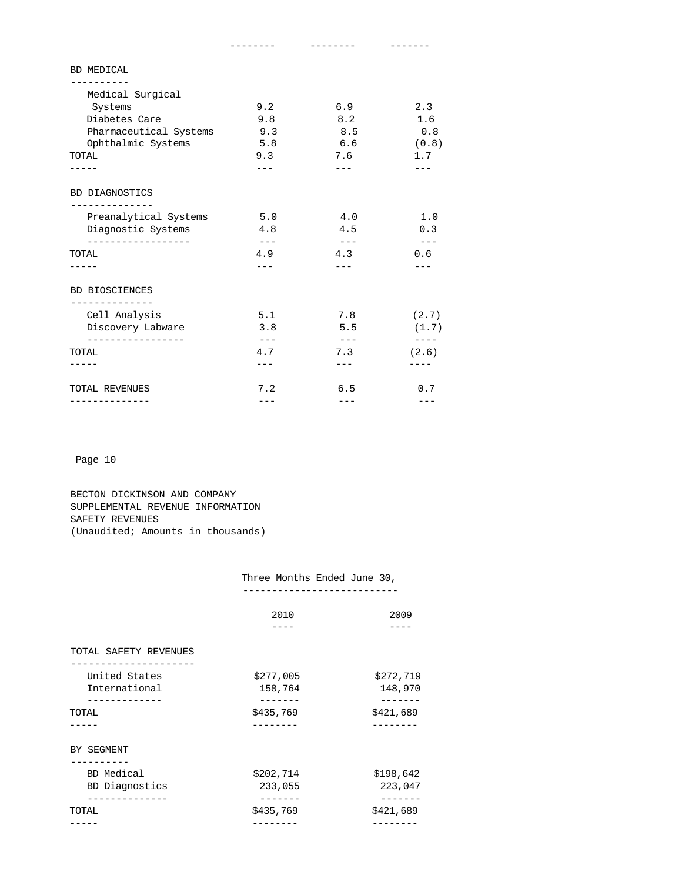| | | | |
|---|---|---|---|
| **BD MEDICAL** | | | |
| Medical Surgical Systems | 9.2 | 6.9 | 2.3 |
| Diabetes Care | 9.8 | 8.2 | 1.6 |
| Pharmaceutical Systems | 9.3 | 8.5 | 0.8 |
| Ophthalmic Systems | 5.8 | 6.6 | (0.8) |
| TOTAL | 9.3 | 7.6 | 1.7 |
| **BD DIAGNOSTICS** | | | |
| Preanalytical Systems | 5.0 | 4.0 | 1.0 |
| Diagnostic Systems | 4.8 | 4.5 | 0.3 |
| TOTAL | 4.9 | 4.3 | 0.6 |
| **BD BIOSCIENCES** | | | |
| Cell Analysis | 5.1 | 7.8 | (2.7) |
| Discovery Labware | 3.8 | 5.5 | (1.7) |
| TOTAL | 4.7 | 7.3 | (2.6) |
| TOTAL REVENUES | 7.2 | 6.5 | 0.7 |

BECTON DICKINSON AND COMPANY
SUPPLEMENTAL REVENUE INFORMATION
SAFETY REVENUES
(Unaudited; Amounts in thousands)

| | Three Months Ended June 30, | |
|---|---|---|
| | 2010 | 2009 |
| **TOTAL SAFETY REVENUES** | | |
| United States | $277,005 | $272,719 |
| International | 158,764 | 148,970 |
| TOTAL | $435,769 | $421,689 |
| **BY SEGMENT** | | |
| BD Medical | $202,714 | $198,642 |
| BD Diagnostics | 233,055 | 223,047 |
| TOTAL | $435,769 | $421,689 |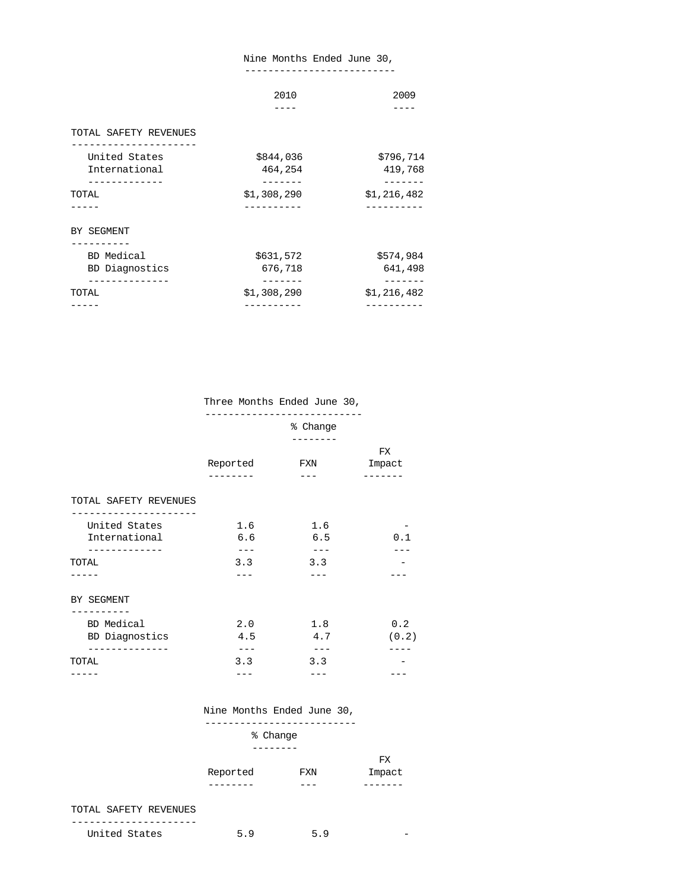| | Nine Months Ended June 30, | |
|---|---|---|
| | 2010 | 2009 |
| **TOTAL SAFETY REVENUES** | | |
| United States | $844,036 | $796,714 |
| International | 464,254 | 419,768 |
| TOTAL | $1,308,290 | $1,216,482 |
| **BY SEGMENT** | | |
| BD Medical | $631,572 | $574,984 |
| BD Diagnostics | 676,718 | 641,498 |
| TOTAL | $1,308,290 | $1,216,482 |

| | Three Months Ended June 30, | | |
|---|---|---|---|
| | % Change | | |
| | Reported | FXN | FX Impact |
| **TOTAL SAFETY REVENUES** | | | |
| United States | 1.6 | 1.6 | - |
| International | 6.6 | 6.5 | 0.1 |
| TOTAL | 3.3 | 3.3 | - |
| **BY SEGMENT** | | | |
| BD Medical | 2.0 | 1.8 | 0.2 |
| BD Diagnostics | 4.5 | 4.7 | (0.2) |
| TOTAL | 3.3 | 3.3 | - |

| | Nine Months Ended June 30, | | |
|---|---|---|---|
| | % Change | | |
| | Reported | FXN | FX Impact |
| **TOTAL SAFETY REVENUES** | | | |
| United States | 5.9 | 5.9 | - |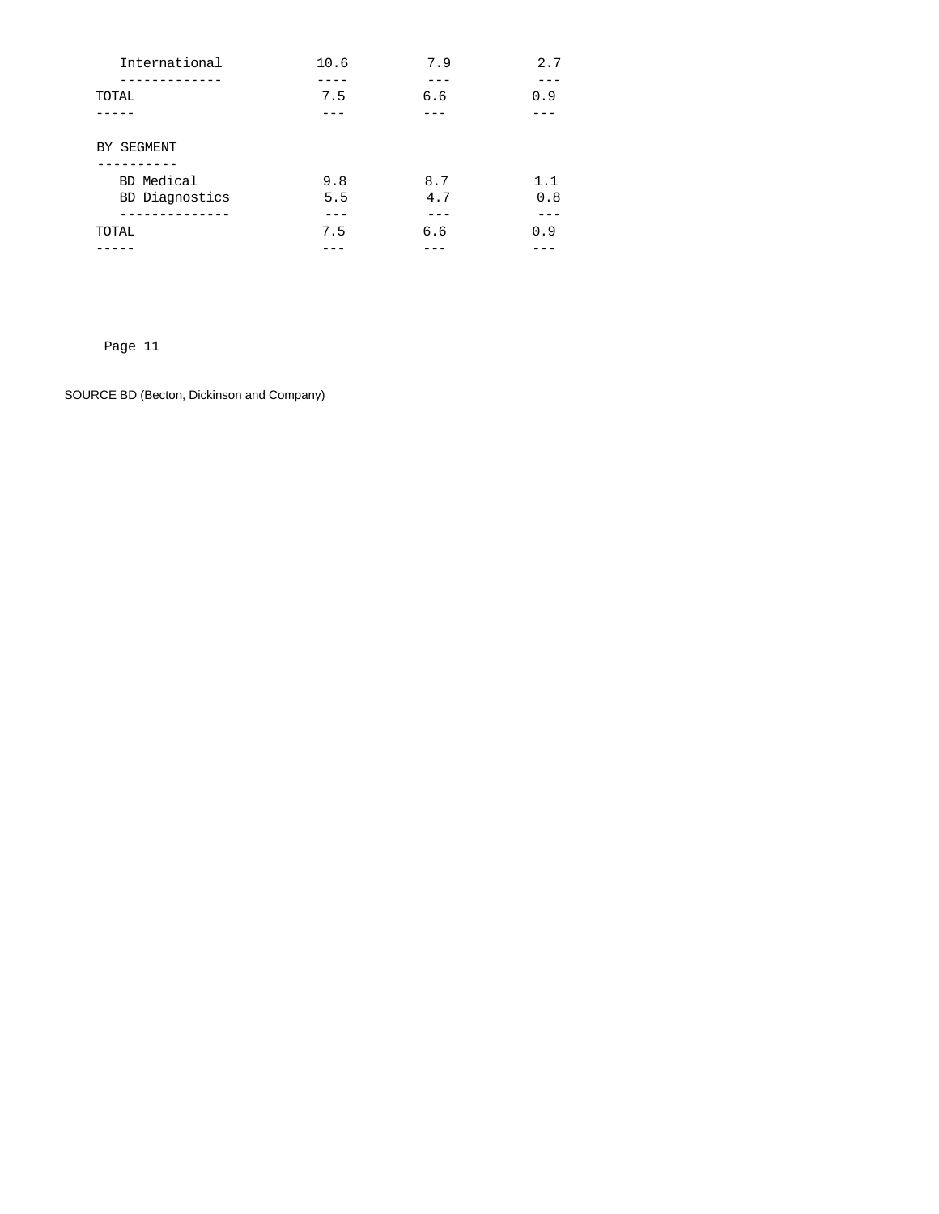| | | | |
|---|---|---|---|
| International | 10.6 | 7.9 | 2.7 |
| TOTAL | 7.5 | 6.6 | 0.9 |
| BY SEGMENT | | | |
| BD Medical | 9.8 | 8.7 | 1.1 |
| BD Diagnostics | 5.5 | 4.7 | 0.8 |
| TOTAL | 7.5 | 6.6 | 0.9 |

SOURCE BD (Becton, Dickinson and Company)